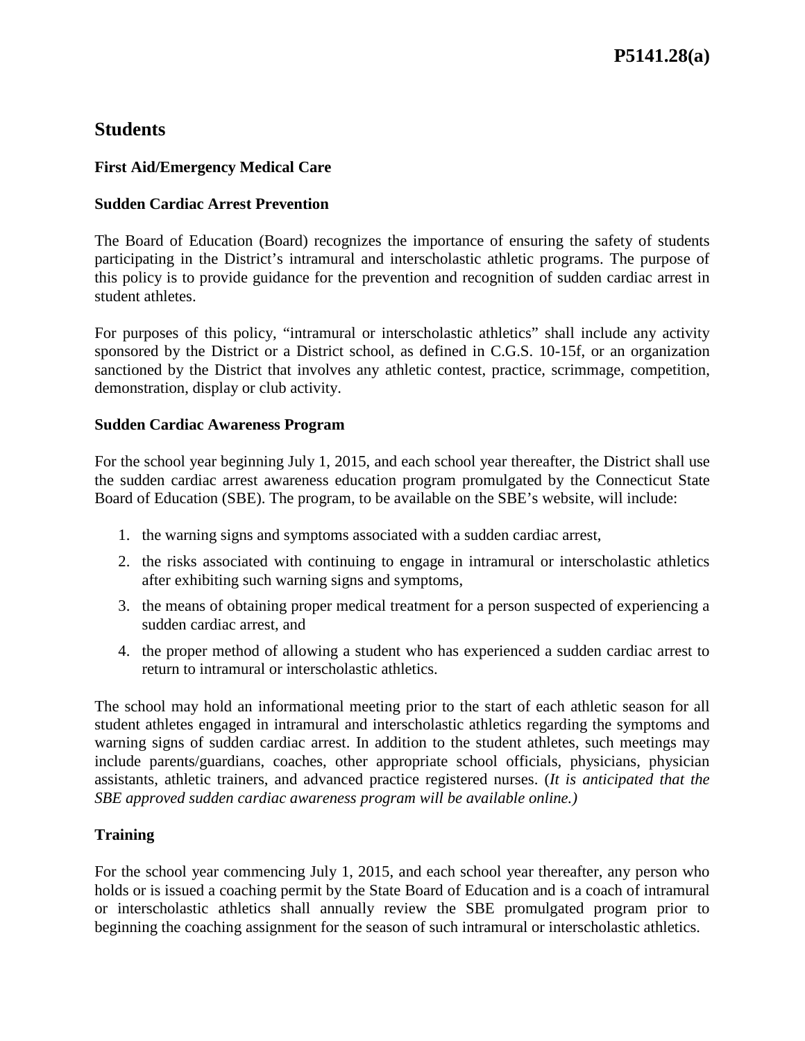# Students

## First Aid/Emergency Medical Care

### Sudden Cardiac Arrest Prevention

The Board of Education (Board) recognizes the importance of ensuring the safety of students participating in the District's intramural and interscholastic athletic programs. The purpose of this policy is to provide guidance for the prevention and recognition of sudden cardiac arrest in student athletes.

For purposes of this policy, "intramural or interscholastic athletics" shall include any activity sponsored by the District or a District school, as defined in C.G.S. 10-15f, or an organization sanctioned by the District that involves any athletic contest, practice, scrimmage, competition, demonstration, display or club activity.

### Sudden Cardiac Awareness Program

For the school year beginning July 1, 2015, and each school year thereafter, the District shall use the sudden cardiac arrest awareness education program promulgated by the Connecticut State Board of Education (SBE). The program, to be available on the SBE's website, will include:

1. the warning signs and symptoms associated with a sudden cardiac arrest,
2. the risks associated with continuing to engage in intramural or interscholastic athletics after exhibiting such warning signs and symptoms,
3. the means of obtaining proper medical treatment for a person suspected of experiencing a sudden cardiac arrest, and
4. the proper method of allowing a student who has experienced a sudden cardiac arrest to return to intramural or interscholastic athletics.

The school may hold an informational meeting prior to the start of each athletic season for all student athletes engaged in intramural and interscholastic athletics regarding the symptoms and warning signs of sudden cardiac arrest. In addition to the student athletes, such meetings may include parents/guardians, coaches, other appropriate school officials, physicians, physician assistants, athletic trainers, and advanced practice registered nurses. (*It is anticipated that the SBE approved sudden cardiac awareness program will be available online.)*

### Training

For the school year commencing July 1, 2015, and each school year thereafter, any person who holds or is issued a coaching permit by the State Board of Education and is a coach of intramural or interscholastic athletics shall annually review the SBE promulgated program prior to beginning the coaching assignment for the season of such intramural or interscholastic athletics.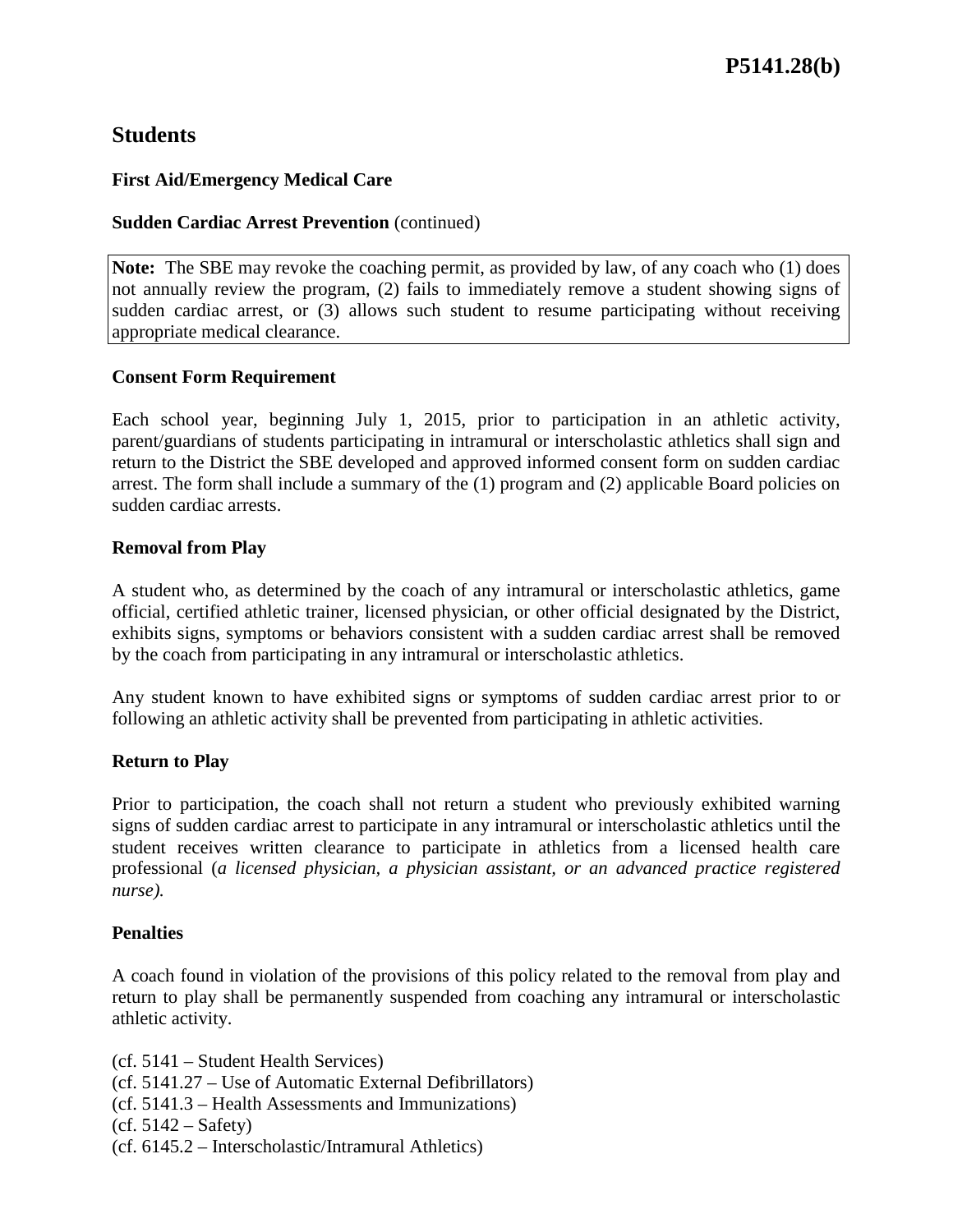# Students

### First Aid/Emergency Medical Care

### Sudden Cardiac Arrest Prevention (continued)

> **Note:** The SBE may revoke the coaching permit, as provided by law, of any coach who (1) does not annually review the program, (2) fails to immediately remove a student showing signs of sudden cardiac arrest, or (3) allows such student to resume participating without receiving appropriate medical clearance.

### Consent Form Requirement

Each school year, beginning July 1, 2015, prior to participation in an athletic activity, parent/guardians of students participating in intramural or interscholastic athletics shall sign and return to the District the SBE developed and approved informed consent form on sudden cardiac arrest. The form shall include a summary of the (1) program and (2) applicable Board policies on sudden cardiac arrests.

### Removal from Play

A student who, as determined by the coach of any intramural or interscholastic athletics, game official, certified athletic trainer, licensed physician, or other official designated by the District, exhibits signs, symptoms or behaviors consistent with a sudden cardiac arrest shall be removed by the coach from participating in any intramural or interscholastic athletics.

Any student known to have exhibited signs or symptoms of sudden cardiac arrest prior to or following an athletic activity shall be prevented from participating in athletic activities.

### Return to Play

Prior to participation, the coach shall not return a student who previously exhibited warning signs of sudden cardiac arrest to participate in any intramural or interscholastic athletics until the student receives written clearance to participate in athletics from a licensed health care professional (*a licensed physician, a physician assistant, or an advanced practice registered nurse).*

### Penalties

A coach found in violation of the provisions of this policy related to the removal from play and return to play shall be permanently suspended from coaching any intramural or interscholastic athletic activity.

(cf. 5141 – Student Health Services)
(cf. 5141.27 – Use of Automatic External Defibrillators)
(cf. 5141.3 – Health Assessments and Immunizations)
(cf. 5142 – Safety)
(cf. 6145.2 – Interscholastic/Intramural Athletics)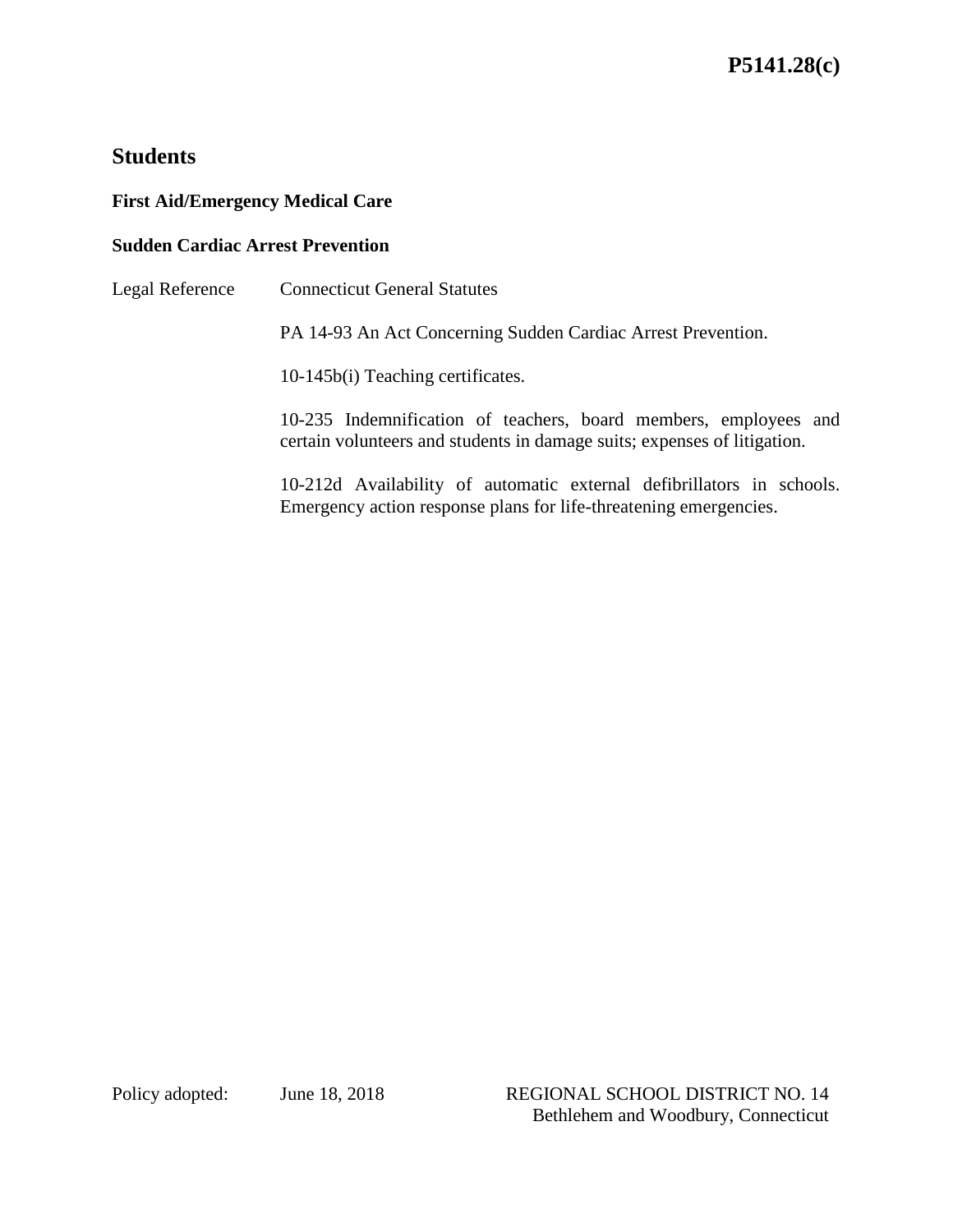# P5141.28(c)

## Students

### First Aid/Emergency Medical Care

### Sudden Cardiac Arrest Prevention

Legal Reference Connecticut General Statutes

PA 14-93 An Act Concerning Sudden Cardiac Arrest Prevention.

10-145b(i) Teaching certificates.

10-235 Indemnification of teachers, board members, employees and certain volunteers and students in damage suits; expenses of litigation.

10-212d Availability of automatic external defibrillators in schools. Emergency action response plans for life-threatening emergencies.

Policy adopted: June 18, 2018

REGIONAL SCHOOL DISTRICT NO. 14
Bethlehem and Woodbury, Connecticut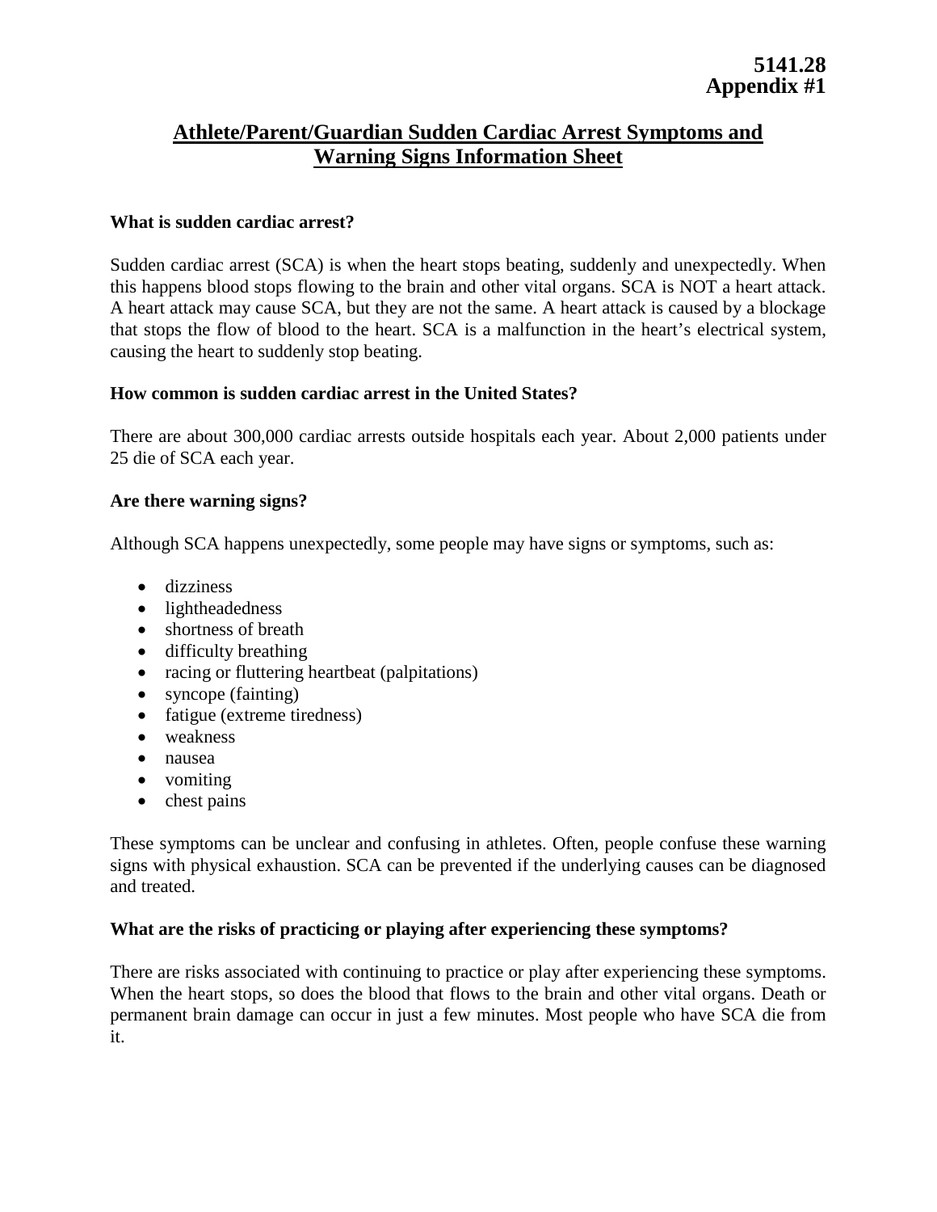**5141.28**
**Appendix #1**

# Athlete/Parent/Guardian Sudden Cardiac Arrest Symptoms and Warning Signs Information Sheet

**What is sudden cardiac arrest?**

Sudden cardiac arrest (SCA) is when the heart stops beating, suddenly and unexpectedly. When this happens blood stops flowing to the brain and other vital organs. SCA is NOT a heart attack. A heart attack may cause SCA, but they are not the same. A heart attack is caused by a blockage that stops the flow of blood to the heart. SCA is a malfunction in the heart's electrical system, causing the heart to suddenly stop beating.

**How common is sudden cardiac arrest in the United States?**

There are about 300,000 cardiac arrests outside hospitals each year. About 2,000 patients under 25 die of SCA each year.

**Are there warning signs?**

Although SCA happens unexpectedly, some people may have signs or symptoms, such as:

- dizziness
- lightheadedness
- shortness of breath
- difficulty breathing
- racing or fluttering heartbeat (palpitations)
- syncope (fainting)
- fatigue (extreme tiredness)
- weakness
- nausea
- vomiting
- chest pains

These symptoms can be unclear and confusing in athletes. Often, people confuse these warning signs with physical exhaustion. SCA can be prevented if the underlying causes can be diagnosed and treated.

**What are the risks of practicing or playing after experiencing these symptoms?**

There are risks associated with continuing to practice or play after experiencing these symptoms. When the heart stops, so does the blood that flows to the brain and other vital organs. Death or permanent brain damage can occur in just a few minutes. Most people who have SCA die from it.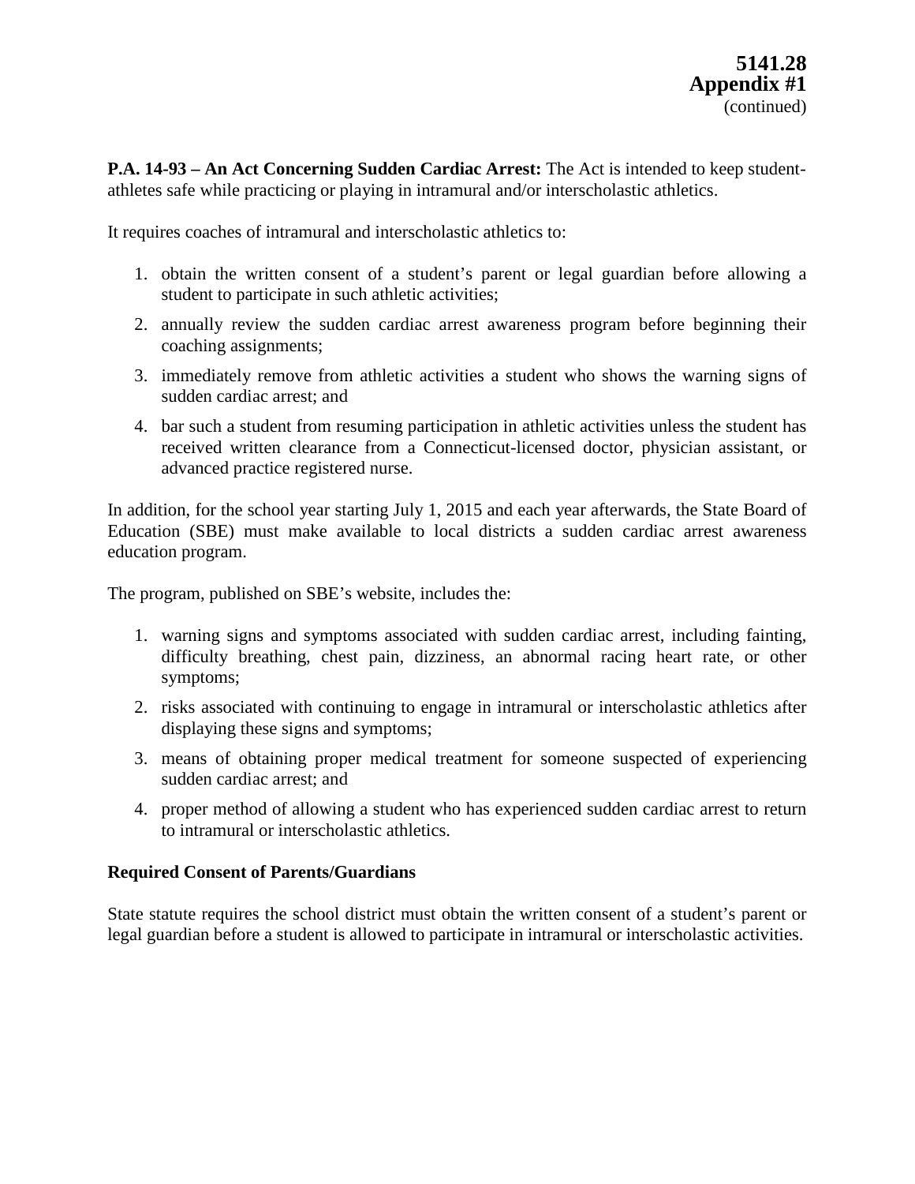**P.A. 14-93 – An Act Concerning Sudden Cardiac Arrest:** The Act is intended to keep student-athletes safe while practicing or playing in intramural and/or interscholastic athletics.

It requires coaches of intramural and interscholastic athletics to:

1. obtain the written consent of a student's parent or legal guardian before allowing a student to participate in such athletic activities;
2. annually review the sudden cardiac arrest awareness program before beginning their coaching assignments;
3. immediately remove from athletic activities a student who shows the warning signs of sudden cardiac arrest; and
4. bar such a student from resuming participation in athletic activities unless the student has received written clearance from a Connecticut-licensed doctor, physician assistant, or advanced practice registered nurse.

In addition, for the school year starting July 1, 2015 and each year afterwards, the State Board of Education (SBE) must make available to local districts a sudden cardiac arrest awareness education program.

The program, published on SBE's website, includes the:

1. warning signs and symptoms associated with sudden cardiac arrest, including fainting, difficulty breathing, chest pain, dizziness, an abnormal racing heart rate, or other symptoms;
2. risks associated with continuing to engage in intramural or interscholastic athletics after displaying these signs and symptoms;
3. means of obtaining proper medical treatment for someone suspected of experiencing sudden cardiac arrest; and
4. proper method of allowing a student who has experienced sudden cardiac arrest to return to intramural or interscholastic athletics.

**Required Consent of Parents/Guardians**

State statute requires the school district must obtain the written consent of a student's parent or legal guardian before a student is allowed to participate in intramural or interscholastic activities.